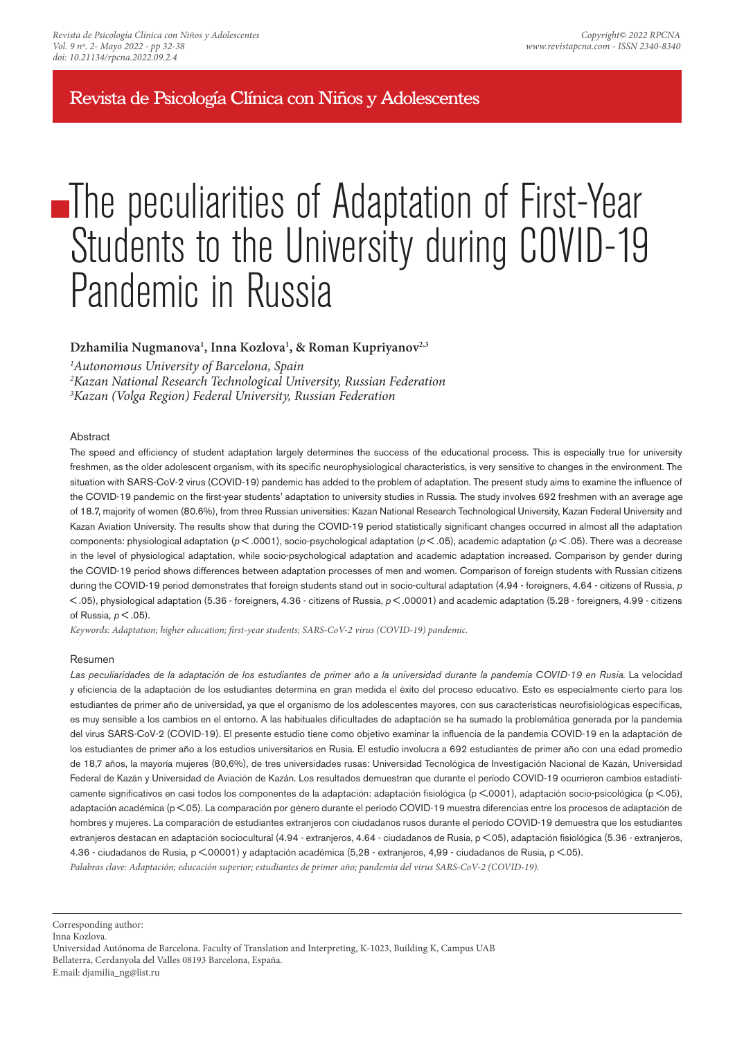# The peculiarities of Adaptation of First-Year Students to the University during COVID-19 Pandemic in Russia

**Dzhamilia Nugmanova[1], Inna Kozlova[1], & Roman Kupriyanov[2,3]**

*[1]Autonomous University of Barcelona, Spain*
*[2]Kazan National Research Technological University, Russian Federation*
*[3]Kazan (Volga Region) Federal University, Russian Federation*

## Abstract

The speed and efficiency of student adaptation largely determines the success of the educational process. This is especially true for university freshmen, as the older adolescent organism, with its specific neurophysiological characteristics, is very sensitive to changes in the environment. The situation with SARS-CoV-2 virus (COVID-19) pandemic has added to the problem of adaptation. The present study aims to examine the influence of the COVID-19 pandemic on the first-year students' adaptation to university studies in Russia. The study involves 692 freshmen with an average age of 18.7, majority of women (80.6%), from three Russian universities: Kazan National Research Technological University, Kazan Federal University and Kazan Aviation University. The results show that during the COVID-19 period statistically significant changes occurred in almost all the adaptation components: physiological adaptation ($p < .0001$), socio-psychological adaptation ($p < .05$), academic adaptation ($p < .05$). There was a decrease in the level of physiological adaptation, while socio-psychological adaptation and academic adaptation increased. Comparison by gender during the COVID-19 period shows differences between adaptation processes of men and women. Comparison of foreign students with Russian citizens during the COVID-19 period demonstrates that foreign students stand out in socio-cultural adaptation (4.94 - foreigners, 4.64 - citizens of Russia, $p < .05$), physiological adaptation (5.36 - foreigners, 4.36 - citizens of Russia, $p < .00001$) and academic adaptation (5.28 - foreigners, 4.99 - citizens of Russia, $p < .05$).

*Keywords: Adaptation; higher education; first-year students; SARS-CoV-2 virus (COVID-19) pandemic.*

## Resumen

*Las peculiaridades de la adaptación de los estudiantes de primer año a la universidad durante la pandemia COVID-19 en Rusia.* La velocidad y eficiencia de la adaptación de los estudiantes determina en gran medida el éxito del proceso educativo. Esto es especialmente cierto para los estudiantes de primer año de universidad, ya que el organismo de los adolescentes mayores, con sus características neurofisiológicas específicas, es muy sensible a los cambios en el entorno. A las habituales dificultades de adaptación se ha sumado la problemática generada por la pandemia del virus SARS-CoV-2 (COVID-19). El presente estudio tiene como objetivo examinar la influencia de la pandemia COVID-19 en la adaptación de los estudiantes de primer año a los estudios universitarios en Rusia. El estudio involucra a 692 estudiantes de primer año con una edad promedio de 18,7 años, la mayoría mujeres (80,6%), de tres universidades rusas: Universidad Tecnológica de Investigación Nacional de Kazán, Universidad Federal de Kazán y Universidad de Aviación de Kazán. Los resultados demuestran que durante el período COVID-19 ocurrieron cambios estadísticamente significativos en casi todos los componentes de la adaptación: adaptación fisiológica ($p < .0001$), adaptación socio-psicológica ($p < .05$), adaptación académica ($p < .05$). La comparación por género durante el período COVID-19 muestra diferencias entre los procesos de adaptación de hombres y mujeres. La comparación de estudiantes extranjeros con ciudadanos rusos durante el período COVID-19 demuestra que los estudiantes extranjeros destacan en adaptación sociocultural (4.94 - extranjeros, 4.64 - ciudadanos de Rusia, $p < .05$), adaptación fisiológica (5.36 - extranjeros, 4.36 - ciudadanos de Rusia, $p < .00001$) y adaptación académica (5,28 - extranjeros, 4,99 - ciudadanos de Rusia, $p < .05$).

*Palabras clave: Adaptación; educación superior; estudiantes de primer año; pandemia del virus SARS-CoV-2 (COVID-19).*

---

Corresponding author:
Inna Kozlova.
Universidad Autónoma de Barcelona. Faculty of Translation and Interpreting, K-1023, Building K, Campus UAB Bellaterra, Cerdanyola del Valles 08193 Barcelona, España.
E.mail: djamilia_ng@list.ru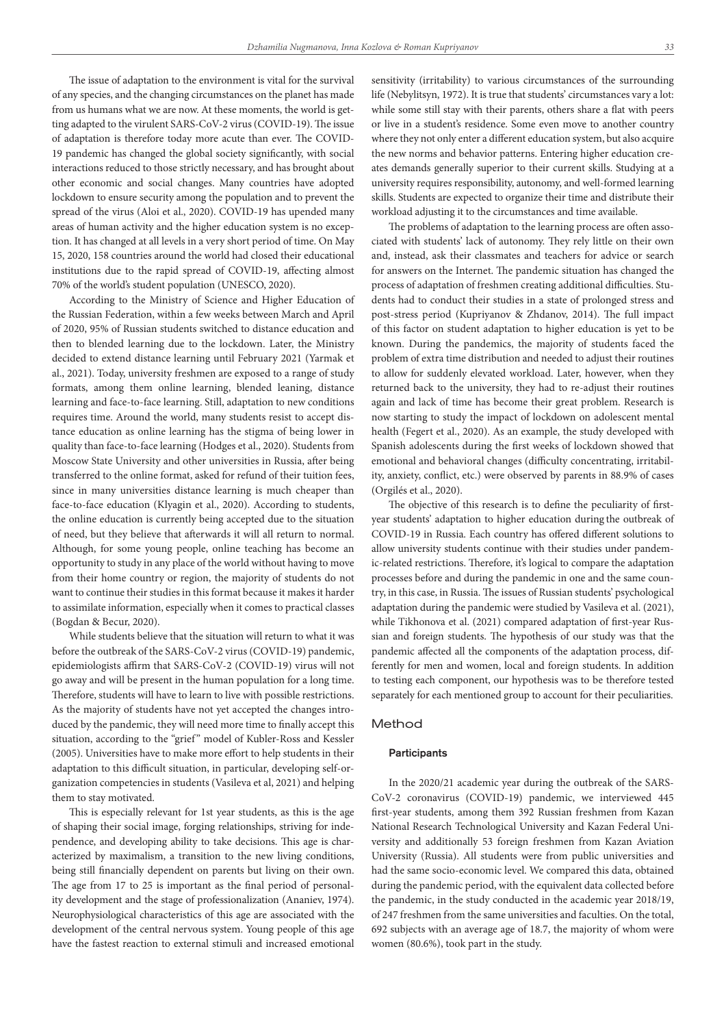The issue of adaptation to the environment is vital for the survival of any species, and the changing circumstances on the planet has made from us humans what we are now. At these moments, the world is getting adapted to the virulent SARS-CoV-2 virus (COVID-19). The issue of adaptation is therefore today more acute than ever. The COVID-19 pandemic has changed the global society significantly, with social interactions reduced to those strictly necessary, and has brought about other economic and social changes. Many countries have adopted lockdown to ensure security among the population and to prevent the spread of the virus (Aloi et al., 2020). COVID-19 has upended many areas of human activity and the higher education system is no exception. It has changed at all levels in a very short period of time. On May 15, 2020, 158 countries around the world had closed their educational institutions due to the rapid spread of COVID-19, affecting almost 70% of the world's student population (UNESCO, 2020).

According to the Ministry of Science and Higher Education of the Russian Federation, within a few weeks between March and April of 2020, 95% of Russian students switched to distance education and then to blended learning due to the lockdown. Later, the Ministry decided to extend distance learning until February 2021 (Yarmak et al., 2021). Today, university freshmen are exposed to a range of study formats, among them online learning, blended leaning, distance learning and face-to-face learning. Still, adaptation to new conditions requires time. Around the world, many students resist to accept distance education as online learning has the stigma of being lower in quality than face-to-face learning (Hodges et al., 2020). Students from Moscow State University and other universities in Russia, after being transferred to the online format, asked for refund of their tuition fees, since in many universities distance learning is much cheaper than face-to-face education (Klyagin et al., 2020). According to students, the online education is currently being accepted due to the situation of need, but they believe that afterwards it will all return to normal. Although, for some young people, online teaching has become an opportunity to study in any place of the world without having to move from their home country or region, the majority of students do not want to continue their studies in this format because it makes it harder to assimilate information, especially when it comes to practical classes (Bogdan & Becur, 2020).

While students believe that the situation will return to what it was before the outbreak of the SARS-CoV-2 virus (COVID-19) pandemic, epidemiologists affirm that SARS-CoV-2 (COVID-19) virus will not go away and will be present in the human population for a long time. Therefore, students will have to learn to live with possible restrictions. As the majority of students have not yet accepted the changes introduced by the pandemic, they will need more time to finally accept this situation, according to the "grief" model of Kubler-Ross and Kessler (2005). Universities have to make more effort to help students in their adaptation to this difficult situation, in particular, developing self-organization competencies in students (Vasileva et al, 2021) and helping them to stay motivated.

This is especially relevant for 1st year students, as this is the age of shaping their social image, forging relationships, striving for independence, and developing ability to take decisions. This age is characterized by maximalism, a transition to the new living conditions, being still financially dependent on parents but living on their own. The age from 17 to 25 is important as the final period of personality development and the stage of professionalization (Ananiev, 1974). Neurophysiological characteristics of this age are associated with the development of the central nervous system. Young people of this age have the fastest reaction to external stimuli and increased emotional sensitivity (irritability) to various circumstances of the surrounding life (Nebylitsyn, 1972). It is true that students' circumstances vary a lot: while some still stay with their parents, others share a flat with peers or live in a student's residence. Some even move to another country where they not only enter a different education system, but also acquire the new norms and behavior patterns. Entering higher education creates demands generally superior to their current skills. Studying at a university requires responsibility, autonomy, and well-formed learning skills. Students are expected to organize their time and distribute their workload adjusting it to the circumstances and time available.

The problems of adaptation to the learning process are often associated with students' lack of autonomy. They rely little on their own and, instead, ask their classmates and teachers for advice or search for answers on the Internet. The pandemic situation has changed the process of adaptation of freshmen creating additional difficulties. Students had to conduct their studies in a state of prolonged stress and post-stress period (Kupriyanov & Zhdanov, 2014). The full impact of this factor on student adaptation to higher education is yet to be known. During the pandemics, the majority of students faced the problem of extra time distribution and needed to adjust their routines to allow for suddenly elevated workload. Later, however, when they returned back to the university, they had to re-adjust their routines again and lack of time has become their great problem. Research is now starting to study the impact of lockdown on adolescent mental health (Fegert et al., 2020). As an example, the study developed with Spanish adolescents during the first weeks of lockdown showed that emotional and behavioral changes (difficulty concentrating, irritability, anxiety, conflict, etc.) were observed by parents in 88.9% of cases (Orgilés et al., 2020).

The objective of this research is to define the peculiarity of first-year students' adaptation to higher education during the outbreak of COVID-19 in Russia. Each country has offered different solutions to allow university students continue with their studies under pandemic-related restrictions. Therefore, it's logical to compare the adaptation processes before and during the pandemic in one and the same country, in this case, in Russia. The issues of Russian students' psychological adaptation during the pandemic were studied by Vasileva et al. (2021), while Tikhonova et al. (2021) compared adaptation of first-year Russian and foreign students. The hypothesis of our study was that the pandemic affected all the components of the adaptation process, differently for men and women, local and foreign students. In addition to testing each component, our hypothesis was to be therefore tested separately for each mentioned group to account for their peculiarities.

## Method

### Participants

In the 2020/21 academic year during the outbreak of the SARS-CoV-2 coronavirus (COVID-19) pandemic, we interviewed 445 first-year students, among them 392 Russian freshmen from Kazan National Research Technological University and Kazan Federal University and additionally 53 foreign freshmen from Kazan Aviation University (Russia). All students were from public universities and had the same socio-economic level. We compared this data, obtained during the pandemic period, with the equivalent data collected before the pandemic, in the study conducted in the academic year 2018/19, of 247 freshmen from the same universities and faculties. On the total, 692 subjects with an average age of 18.7, the majority of whom were women (80.6%), took part in the study.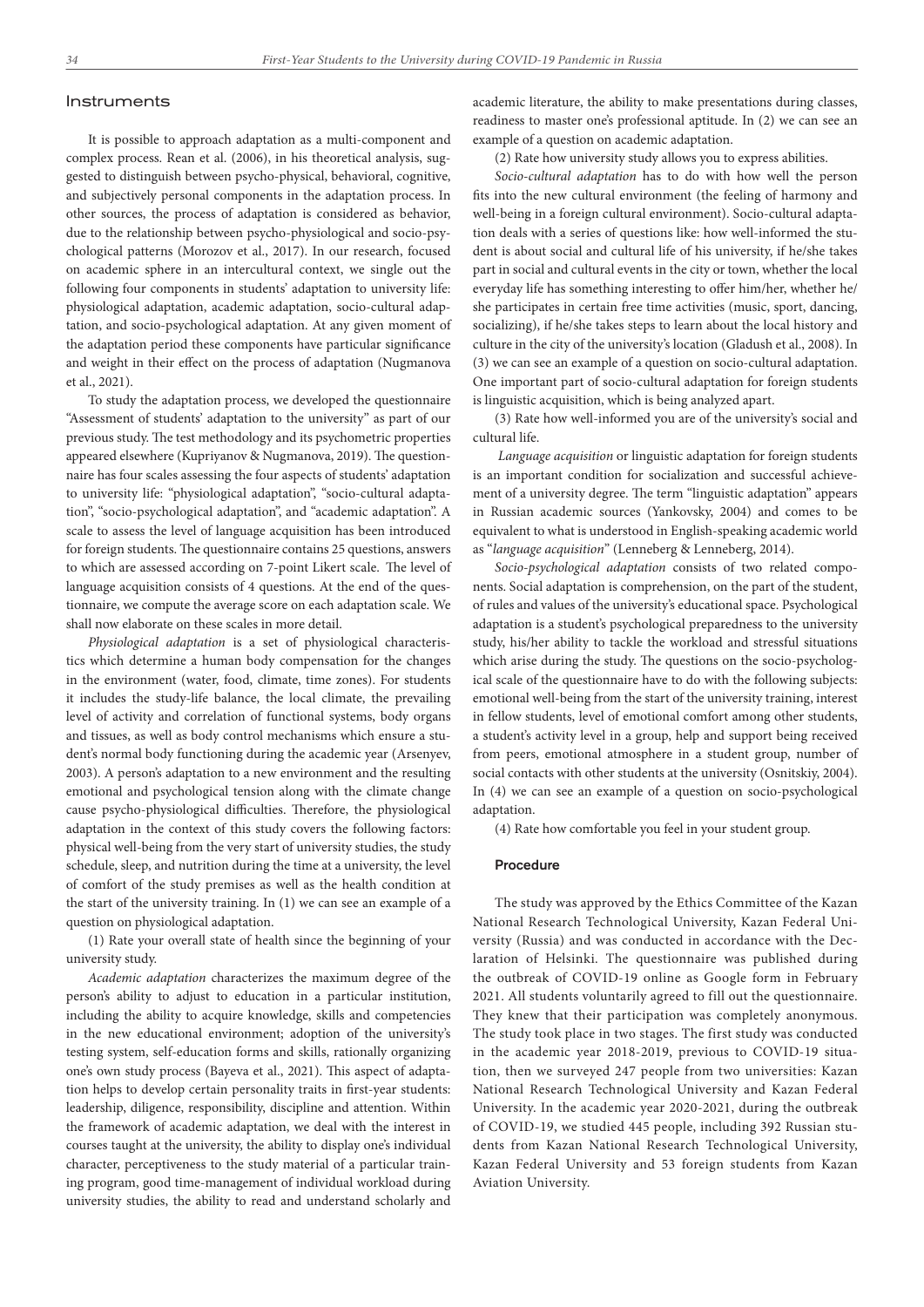## Instruments

It is possible to approach adaptation as a multi-component and complex process. Rean et al. (2006), in his theoretical analysis, suggested to distinguish between psycho-physical, behavioral, cognitive, and subjectively personal components in the adaptation process. In other sources, the process of adaptation is considered as behavior, due to the relationship between psycho-physiological and socio-psychological patterns (Morozov et al., 2017). In our research, focused on academic sphere in an intercultural context, we single out the following four components in students' adaptation to university life: physiological adaptation, academic adaptation, socio-cultural adaptation, and socio-psychological adaptation. At any given moment of the adaptation period these components have particular significance and weight in their effect on the process of adaptation (Nugmanova et al., 2021).

To study the adaptation process, we developed the questionnaire "Assessment of students' adaptation to the university" as part of our previous study. The test methodology and its psychometric properties appeared elsewhere (Kupriyanov & Nugmanova, 2019). The questionnaire has four scales assessing the four aspects of students' adaptation to university life: "physiological adaptation", "socio-cultural adaptation", "socio-psychological adaptation", and "academic adaptation". A scale to assess the level of language acquisition has been introduced for foreign students. The questionnaire contains 25 questions, answers to which are assessed according on 7-point Likert scale. The level of language acquisition consists of 4 questions. At the end of the questionnaire, we compute the average score on each adaptation scale. We shall now elaborate on these scales in more detail.

*Physiological adaptation* is a set of physiological characteristics which determine a human body compensation for the changes in the environment (water, food, climate, time zones). For students it includes the study-life balance, the local climate, the prevailing level of activity and correlation of functional systems, body organs and tissues, as well as body control mechanisms which ensure a student's normal body functioning during the academic year (Arsenyev, 2003). A person's adaptation to a new environment and the resulting emotional and psychological tension along with the climate change cause psycho-physiological difficulties. Therefore, the physiological adaptation in the context of this study covers the following factors: physical well-being from the very start of university studies, the study schedule, sleep, and nutrition during the time at a university, the level of comfort of the study premises as well as the health condition at the start of the university training. In (1) we can see an example of a question on physiological adaptation.

(1) Rate your overall state of health since the beginning of your university study.

*Academic adaptation* characterizes the maximum degree of the person's ability to adjust to education in a particular institution, including the ability to acquire knowledge, skills and competencies in the new educational environment; adoption of the university's testing system, self-education forms and skills, rationally organizing one's own study process (Bayeva et al., 2021). This aspect of adaptation helps to develop certain personality traits in first-year students: leadership, diligence, responsibility, discipline and attention. Within the framework of academic adaptation, we deal with the interest in courses taught at the university, the ability to display one's individual character, perceptiveness to the study material of a particular training program, good time-management of individual workload during university studies, the ability to read and understand scholarly and academic literature, the ability to make presentations during classes, readiness to master one's professional aptitude. In (2) we can see an example of a question on academic adaptation.

(2) Rate how university study allows you to express abilities.

*Socio-cultural adaptation* has to do with how well the person fits into the new cultural environment (the feeling of harmony and well-being in a foreign cultural environment). Socio-cultural adaptation deals with a series of questions like: how well-informed the student is about social and cultural life of his university, if he/she takes part in social and cultural events in the city or town, whether the local everyday life has something interesting to offer him/her, whether he/she participates in certain free time activities (music, sport, dancing, socializing), if he/she takes steps to learn about the local history and culture in the city of the university's location (Gladush et al., 2008). In (3) we can see an example of a question on socio-cultural adaptation. One important part of socio-cultural adaptation for foreign students is linguistic acquisition, which is being analyzed apart.

(3) Rate how well-informed you are of the university's social and cultural life.

*Language acquisition* or linguistic adaptation for foreign students is an important condition for socialization and successful achievement of a university degree. The term "linguistic adaptation" appears in Russian academic sources (Yankovsky, 2004) and comes to be equivalent to what is understood in English-speaking academic world as "*language acquisition*" (Lenneberg & Lenneberg, 2014).

*Socio-psychological adaptation* consists of two related components. Social adaptation is comprehension, on the part of the student, of rules and values of the university's educational space. Psychological adaptation is a student's psychological preparedness to the university study, his/her ability to tackle the workload and stressful situations which arise during the study. The questions on the socio-psychological scale of the questionnaire have to do with the following subjects: emotional well-being from the start of the university training, interest in fellow students, level of emotional comfort among other students, a student's activity level in a group, help and support being received from peers, emotional atmosphere in a student group, number of social contacts with other students at the university (Osnitskiy, 2004). In (4) we can see an example of a question on socio-psychological adaptation.

(4) Rate how comfortable you feel in your student group.

### Procedure

The study was approved by the Ethics Committee of the Kazan National Research Technological University, Kazan Federal University (Russia) and was conducted in accordance with the Declaration of Helsinki. The questionnaire was published during the outbreak of COVID-19 online as Google form in February 2021. All students voluntarily agreed to fill out the questionnaire. They knew that their participation was completely anonymous. The study took place in two stages. The first study was conducted in the academic year 2018-2019, previous to COVID-19 situation, then we surveyed 247 people from two universities: Kazan National Research Technological University and Kazan Federal University. In the academic year 2020-2021, during the outbreak of COVID-19, we studied 445 people, including 392 Russian students from Kazan National Research Technological University, Kazan Federal University and 53 foreign students from Kazan Aviation University.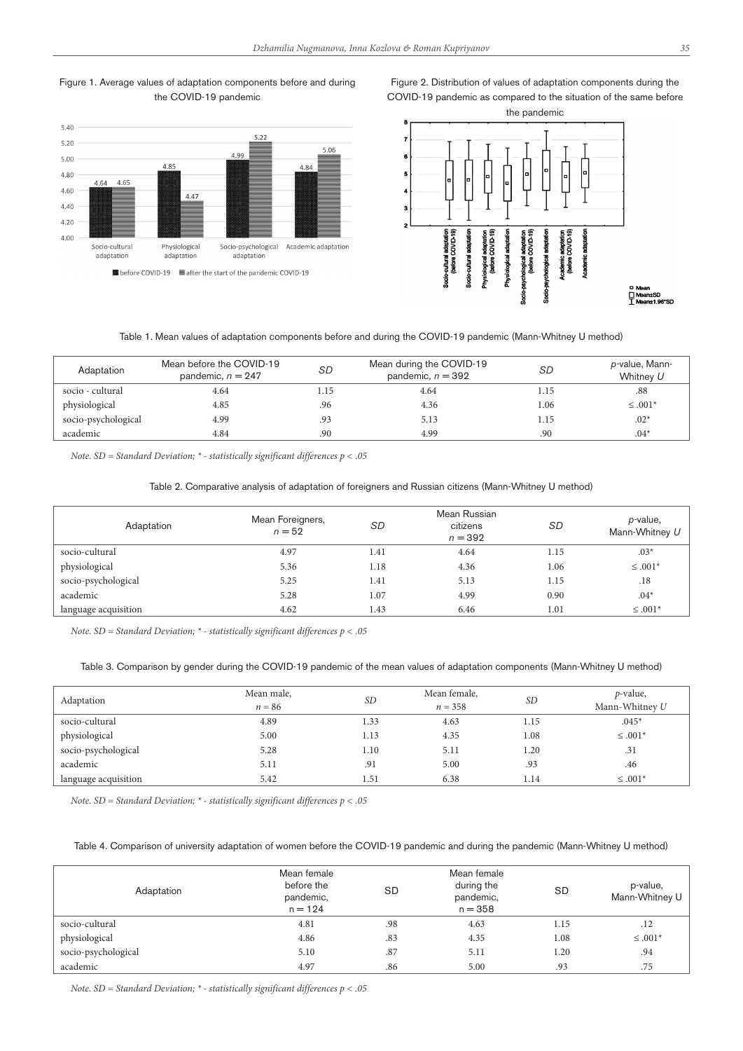Figure 1. Average values of adaptation components before and during the COVID-19 pandemic

Figure 2. Distribution of values of adaptation components during the COVID-19 pandemic as compared to the situation of the same before the pandemic

Table 1. Mean values of adaptation components before and during the COVID-19 pandemic (Mann-Whitney U method)

| Adaptation | Mean before the COVID-19 pandemic, $n = 247$ | *SD* | Mean during the COVID-19 pandemic, $n = 392$ | *SD* | *p*-value, Mann-Whitney *U* |
|---|---|---|---|---|---|
| socio - cultural | 4.64 | 1.15 | 4.64 | 1.15 | .88 |
| physiological | 4.85 | .96 | 4.36 | 1.06 | ≤ .001* |
| socio-psychological | 4.99 | .93 | 5.13 | 1.15 | .02* |
| academic | 4.84 | .90 | 4.99 | .90 | .04* |

*Note. SD = Standard Deviation; * - statistically significant differences p < .05*

Table 2. Comparative analysis of adaptation of foreigners and Russian citizens (Mann-Whitney U method)

| Adaptation | Mean Foreigners, $n = 52$ | *SD* | Mean Russian citizens $n = 392$ | *SD* | *p*-value, Mann-Whitney *U* |
|---|---|---|---|---|---|
| socio-cultural | 4.97 | 1.41 | 4.64 | 1.15 | .03* |
| physiological | 5.36 | 1.18 | 4.36 | 1.06 | ≤ .001* |
| socio-psychological | 5.25 | 1.41 | 5.13 | 1.15 | .18 |
| academic | 5.28 | 1.07 | 4.99 | 0.90 | .04* |
| language acquisition | 4.62 | 1.43 | 6.46 | 1.01 | ≤ .001* |

*Note. SD = Standard Deviation; * - statistically significant differences p < .05*

Table 3. Comparison by gender during the COVID-19 pandemic of the mean values of adaptation components (Mann-Whitney U method)

| Adaptation | Mean male, $n = 86$ | *SD* | Mean female, $n = 358$ | *SD* | *p*-value, Mann-Whitney *U* |
|---|---|---|---|---|---|
| socio-cultural | 4.89 | 1.33 | 4.63 | 1.15 | .045* |
| physiological | 5.00 | 1.13 | 4.35 | 1.08 | ≤ .001* |
| socio-psychological | 5.28 | 1.10 | 5.11 | 1.20 | .31 |
| academic | 5.11 | .91 | 5.00 | .93 | .46 |
| language acquisition | 5.42 | 1.51 | 6.38 | 1.14 | ≤ .001* |

*Note. SD = Standard Deviation; * - statistically significant differences p < .05*

Table 4. Comparison of university adaptation of women before the COVID-19 pandemic and during the pandemic (Mann-Whitney U method)

| Adaptation | Mean female before the pandemic, n = 124 | SD | Mean female during the pandemic, n = 358 | SD | p-value, Mann-Whitney U |
|---|---|---|---|---|---|
| socio-cultural | 4.81 | .98 | 4.63 | 1.15 | .12 |
| physiological | 4.86 | .83 | 4.35 | 1.08 | ≤ .001* |
| socio-psychological | 5.10 | .87 | 5.11 | 1.20 | .94 |
| academic | 4.97 | .86 | 5.00 | .93 | .75 |

*Note. SD = Standard Deviation; * - statistically significant differences p < .05*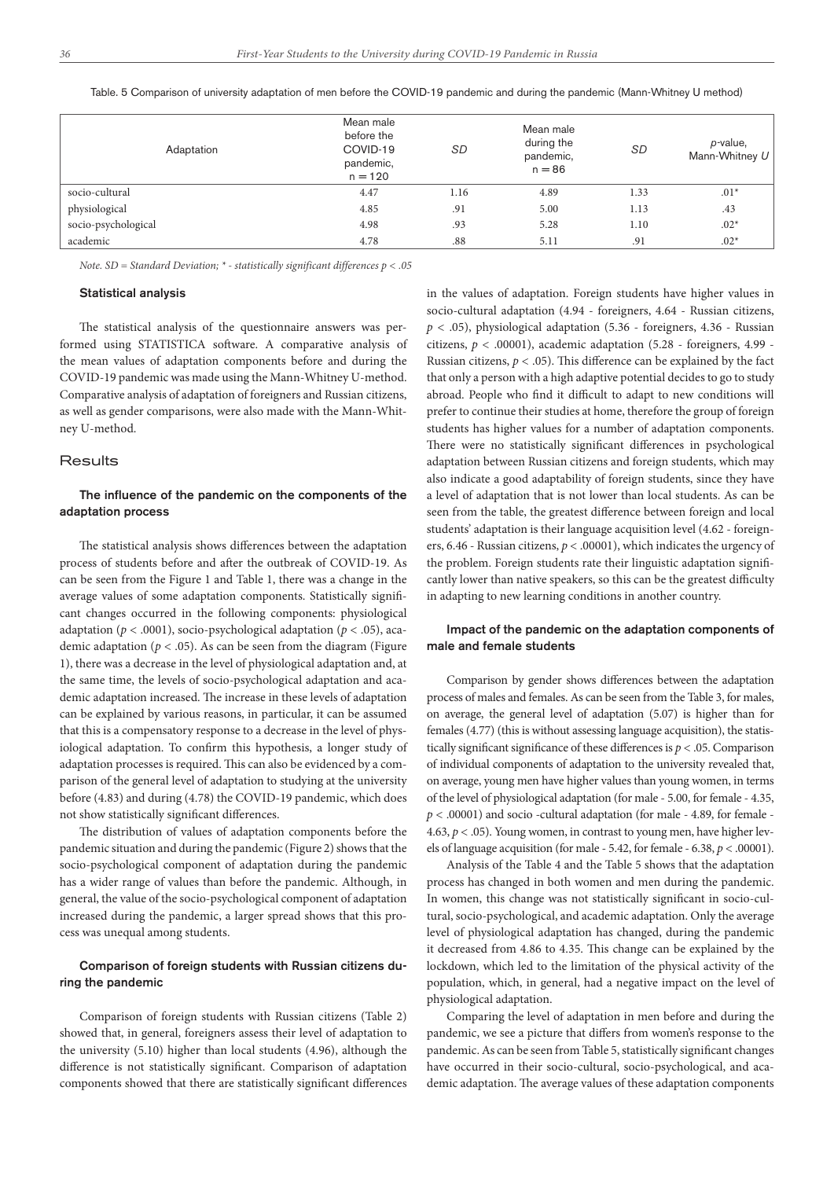Table. 5 Comparison of university adaptation of men before the COVID-19 pandemic and during the pandemic (Mann-Whitney U method)

| Adaptation | Mean male before the COVID-19 pandemic, n = 120 | *SD* | Mean male during the pandemic, n = 86 | *SD* | *p*-value, Mann-Whitney *U* |
|---|---|---|---|---|---|
| socio-cultural | 4.47 | 1.16 | 4.89 | 1.33 | .01* |
| physiological | 4.85 | .91 | 5.00 | 1.13 | .43 |
| socio-psychological | 4.98 | .93 | 5.28 | 1.10 | .02* |
| academic | 4.78 | .88 | 5.11 | .91 | .02* |

*Note. SD = Standard Deviation; * - statistically significant differences p < .05*

### Statistical analysis

The statistical analysis of the questionnaire answers was performed using STATISTICA software. A comparative analysis of the mean values of adaptation components before and during the COVID-19 pandemic was made using the Mann-Whitney U-method. Comparative analysis of adaptation of foreigners and Russian citizens, as well as gender comparisons, were also made with the Mann-Whitney U-method.

## Results

### The influence of the pandemic on the components of the adaptation process

The statistical analysis shows differences between the adaptation process of students before and after the outbreak of COVID-19. As can be seen from the Figure 1 and Table 1, there was a change in the average values of some adaptation components. Statistically significant changes occurred in the following components: physiological adaptation ($p < .0001$), socio-psychological adaptation ($p < .05$), academic adaptation ($p < .05$). As can be seen from the diagram (Figure 1), there was a decrease in the level of physiological adaptation and, at the same time, the levels of socio-psychological adaptation and academic adaptation increased. The increase in these levels of adaptation can be explained by various reasons, in particular, it can be assumed that this is a compensatory response to a decrease in the level of physiological adaptation. To confirm this hypothesis, a longer study of adaptation processes is required. This can also be evidenced by a comparison of the general level of adaptation to studying at the university before (4.83) and during (4.78) the COVID-19 pandemic, which does not show statistically significant differences.

The distribution of values of adaptation components before the pandemic situation and during the pandemic (Figure 2) shows that the socio-psychological component of adaptation during the pandemic has a wider range of values than before the pandemic. Although, in general, the value of the socio-psychological component of adaptation increased during the pandemic, a larger spread shows that this process was unequal among students.

### Comparison of foreign students with Russian citizens during the pandemic

Comparison of foreign students with Russian citizens (Table 2) showed that, in general, foreigners assess their level of adaptation to the university (5.10) higher than local students (4.96), although the difference is not statistically significant. Comparison of adaptation components showed that there are statistically significant differences in the values of adaptation. Foreign students have higher values in socio-cultural adaptation (4.94 - foreigners, 4.64 - Russian citizens, $p < .05$), physiological adaptation (5.36 - foreigners, 4.36 - Russian citizens, $p < .00001$), academic adaptation (5.28 - foreigners, 4.99 - Russian citizens, $p < .05$). This difference can be explained by the fact that only a person with a high adaptive potential decides to go to study abroad. People who find it difficult to adapt to new conditions will prefer to continue their studies at home, therefore the group of foreign students has higher values for a number of adaptation components. There were no statistically significant differences in psychological adaptation between Russian citizens and foreign students, which may also indicate a good adaptability of foreign students, since they have a level of adaptation that is not lower than local students. As can be seen from the table, the greatest difference between foreign and local students' adaptation is their language acquisition level (4.62 - foreigners, 6.46 - Russian citizens, $p < .00001$), which indicates the urgency of the problem. Foreign students rate their linguistic adaptation significantly lower than native speakers, so this can be the greatest difficulty in adapting to new learning conditions in another country.

### Impact of the pandemic on the adaptation components of male and female students

Comparison by gender shows differences between the adaptation process of males and females. As can be seen from the Table 3, for males, on average, the general level of adaptation (5.07) is higher than for females (4.77) (this is without assessing language acquisition), the statistically significant significance of these differences is $p < .05$. Comparison of individual components of adaptation to the university revealed that, on average, young men have higher values than young women, in terms of the level of physiological adaptation (for male - 5.00, for female - 4.35, $p < .00001$) and socio -cultural adaptation (for male - 4.89, for female - 4.63, $p < .05$). Young women, in contrast to young men, have higher levels of language acquisition (for male - 5.42, for female - 6.38, $p < .00001$).

Analysis of the Table 4 and the Table 5 shows that the adaptation process has changed in both women and men during the pandemic. In women, this change was not statistically significant in socio-cultural, socio-psychological, and academic adaptation. Only the average level of physiological adaptation has changed, during the pandemic it decreased from 4.86 to 4.35. This change can be explained by the lockdown, which led to the limitation of the physical activity of the population, which, in general, had a negative impact on the level of physiological adaptation.

Comparing the level of adaptation in men before and during the pandemic, we see a picture that differs from women's response to the pandemic. As can be seen from Table 5, statistically significant changes have occurred in their socio-cultural, socio-psychological, and academic adaptation. The average values of these adaptation components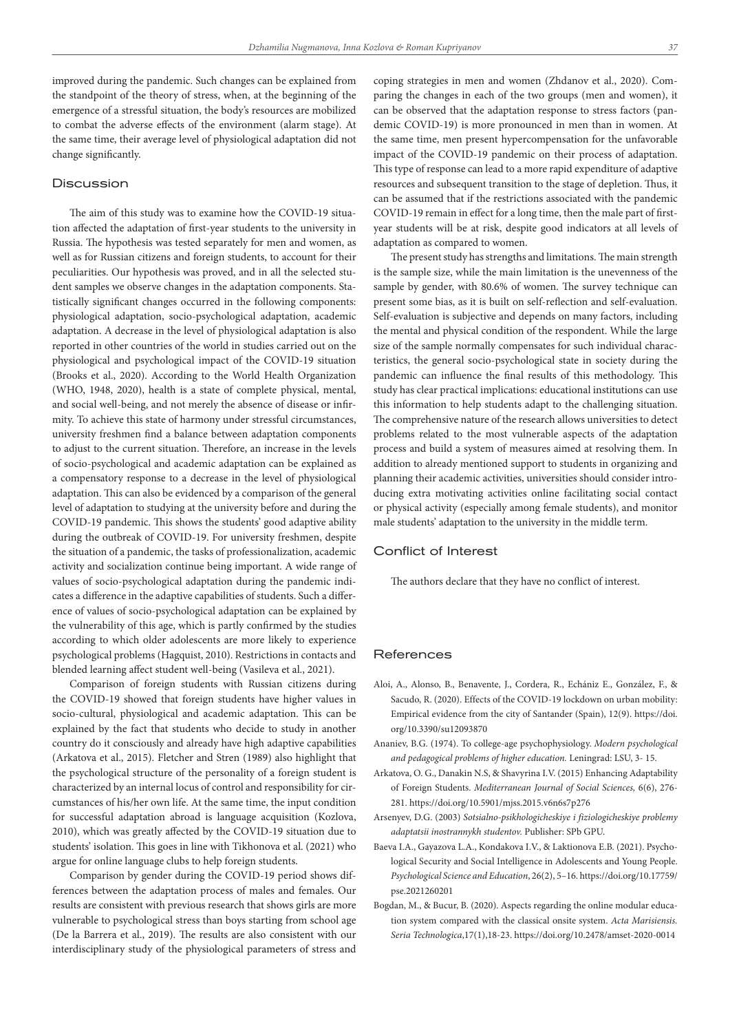improved during the pandemic. Such changes can be explained from the standpoint of the theory of stress, when, at the beginning of the emergence of a stressful situation, the body's resources are mobilized to combat the adverse effects of the environment (alarm stage). At the same time, their average level of physiological adaptation did not change significantly.

## Discussion

The aim of this study was to examine how the COVID-19 situation affected the adaptation of first-year students to the university in Russia. The hypothesis was tested separately for men and women, as well as for Russian citizens and foreign students, to account for their peculiarities. Our hypothesis was proved, and in all the selected student samples we observe changes in the adaptation components. Statistically significant changes occurred in the following components: physiological adaptation, socio-psychological adaptation, academic adaptation. A decrease in the level of physiological adaptation is also reported in other countries of the world in studies carried out on the physiological and psychological impact of the COVID-19 situation (Brooks et al., 2020). According to the World Health Organization (WHO, 1948, 2020), health is a state of complete physical, mental, and social well-being, and not merely the absence of disease or infirmity. To achieve this state of harmony under stressful circumstances, university freshmen find a balance between adaptation components to adjust to the current situation. Therefore, an increase in the levels of socio-psychological and academic adaptation can be explained as a compensatory response to a decrease in the level of physiological adaptation. This can also be evidenced by a comparison of the general level of adaptation to studying at the university before and during the COVID-19 pandemic. This shows the students' good adaptive ability during the outbreak of COVID-19. For university freshmen, despite the situation of a pandemic, the tasks of professionalization, academic activity and socialization continue being important. A wide range of values of socio-psychological adaptation during the pandemic indicates a difference in the adaptive capabilities of students. Such a difference of values of socio-psychological adaptation can be explained by the vulnerability of this age, which is partly confirmed by the studies according to which older adolescents are more likely to experience psychological problems (Hagquist, 2010). Restrictions in contacts and blended learning affect student well-being (Vasileva et al., 2021).

Comparison of foreign students with Russian citizens during the COVID-19 showed that foreign students have higher values in socio-cultural, physiological and academic adaptation. This can be explained by the fact that students who decide to study in another country do it consciously and already have high adaptive capabilities (Arkatova et al., 2015). Fletcher and Stren (1989) also highlight that the psychological structure of the personality of a foreign student is characterized by an internal locus of control and responsibility for circumstances of his/her own life. At the same time, the input condition for successful adaptation abroad is language acquisition (Kozlova, 2010), which was greatly affected by the COVID-19 situation due to students' isolation. This goes in line with Tikhonova et al. (2021) who argue for online language clubs to help foreign students.

Comparison by gender during the COVID-19 period shows differences between the adaptation process of males and females. Our results are consistent with previous research that shows girls are more vulnerable to psychological stress than boys starting from school age (De la Barrera et al., 2019). The results are also consistent with our interdisciplinary study of the physiological parameters of stress and coping strategies in men and women (Zhdanov et al., 2020). Comparing the changes in each of the two groups (men and women), it can be observed that the adaptation response to stress factors (pandemic COVID-19) is more pronounced in men than in women. At the same time, men present hypercompensation for the unfavorable impact of the COVID-19 pandemic on their process of adaptation. This type of response can lead to a more rapid expenditure of adaptive resources and subsequent transition to the stage of depletion. Thus, it can be assumed that if the restrictions associated with the pandemic COVID-19 remain in effect for a long time, then the male part of first-year students will be at risk, despite good indicators at all levels of adaptation as compared to women.

The present study has strengths and limitations. The main strength is the sample size, while the main limitation is the unevenness of the sample by gender, with 80.6% of women. The survey technique can present some bias, as it is built on self-reflection and self-evaluation. Self-evaluation is subjective and depends on many factors, including the mental and physical condition of the respondent. While the large size of the sample normally compensates for such individual characteristics, the general socio-psychological state in society during the pandemic can influence the final results of this methodology. This study has clear practical implications: educational institutions can use this information to help students adapt to the challenging situation. The comprehensive nature of the research allows universities to detect problems related to the most vulnerable aspects of the adaptation process and build a system of measures aimed at resolving them. In addition to already mentioned support to students in organizing and planning their academic activities, universities should consider introducing extra motivating activities online facilitating social contact or physical activity (especially among female students), and monitor male students' adaptation to the university in the middle term.

## Conflict of Interest

The authors declare that they have no conflict of interest.

## References

Aloi, A., Alonso, B., Benavente, J., Cordera, R., Echániz E., González, F., & Sacudo, R. (2020). Effects of the COVID-19 lockdown on urban mobility: Empirical evidence from the city of Santander (Spain), 12(9). https://doi.org/10.3390/su12093870

Ananiev, B.G. (1974). To college-age psychophysiology. *Modern psychological and pedagogical problems of higher education.* Leningrad: LSU, 3- 15.

Arkatova, O. G., Danakin N.S, & Shavyrina I.V. (2015) Enhancing Adaptability of Foreign Students. *Mediterranean Journal of Social Sciences,* 6(6), 276-281. https://doi.org/10.5901/mjss.2015.v6n6s7p276

Arsenyev, D.G. (2003) *Sotsialno-psikhologicheskiye i fiziologicheskiye problemy adaptatsii inostrannykh studentov.* Publisher: SPb GPU.

Baeva I.A., Gayazova L.A., Kondakova I.V., & Laktionova E.B. (2021). Psychological Security and Social Intelligence in Adolescents and Young People. *Psychological Science and Education*, 26(2), 5–16. https://doi.org/10.17759/pse.2021260201

Bogdan, M., & Bucur, B. (2020). Aspects regarding the online modular education system compared with the classical onsite system. *Acta Marisiensis. Seria Technologica*,17(1),18-23. https://doi.org/10.2478/amset-2020-0014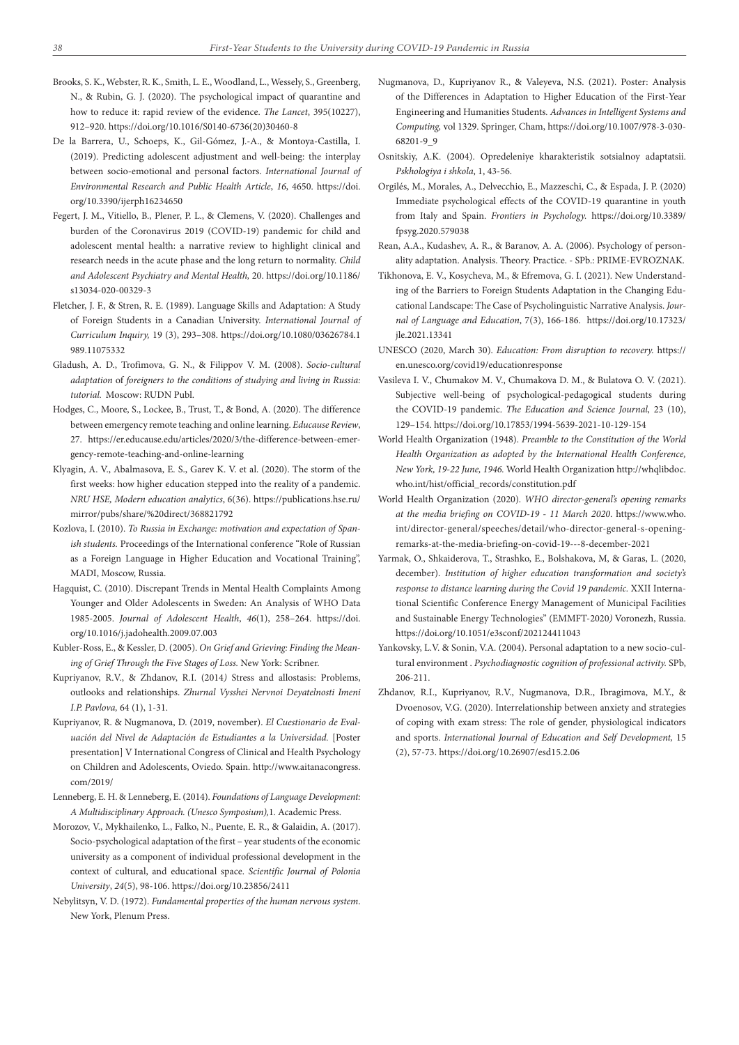Brooks, S. K., Webster, R. K., Smith, L. E., Woodland, L., Wessely, S., Greenberg, N., & Rubin, G. J. (2020). The psychological impact of quarantine and how to reduce it: rapid review of the evidence. *The Lancet*, 395(10227), 912–920. https://doi.org/10.1016/S0140-6736(20)30460-8

De la Barrera, U., Schoeps, K., Gil-Gómez, J.-A., & Montoya-Castilla, I. (2019). Predicting adolescent adjustment and well-being: the interplay between socio-emotional and personal factors. *International Journal of Environmental Research and Public Health Article*, *16*, 4650. https://doi.org/10.3390/ijerph16234650

Fegert, J. M., Vitiello, B., Plener, P. L., & Clemens, V. (2020). Challenges and burden of the Coronavirus 2019 (COVID-19) pandemic for child and adolescent mental health: a narrative review to highlight clinical and research needs in the acute phase and the long return to normality. *Child and Adolescent Psychiatry and Mental Health,* 20. https://doi.org/10.1186/s13034-020-00329-3

Fletcher, J. F., & Stren, R. E. (1989). Language Skills and Adaptation: A Study of Foreign Students in a Canadian University. *International Journal of Curriculum Inquiry,* 19 (3), 293–308. https://doi.org/10.1080/03626784.1989.11075332

Gladush, A. D., Trofimova, G. N., & Filippov V. M. (2008). *Socio-cultural adaptation* of *foreigners to the conditions of studying and living in Russia: tutorial.* Moscow: RUDN Publ.

Hodges, C., Moore, S., Lockee, B., Trust, T., & Bond, A. (2020). The difference between emergency remote teaching and online learning. *Educause Review*, 27. https://er.educause.edu/articles/2020/3/the-difference-between-emergency-remote-teaching-and-online-learning

Klyagin, A. V., Abalmasova, E. S., Garev K. V. et al. (2020). The storm of the first weeks: how higher education stepped into the reality of a pandemic. *NRU HSE, Modern education analytics*, 6(36). https://publications.hse.ru/mirror/pubs/share/%20direct/368821792

Kozlova, I. (2010). *To Russia in Exchange: motivation and expectation of Spanish students.* Proceedings of the International conference "Role of Russian as a Foreign Language in Higher Education and Vocational Training", MADI, Moscow, Russia.

Hagquist, C. (2010). Discrepant Trends in Mental Health Complaints Among Younger and Older Adolescents in Sweden: An Analysis of WHO Data 1985-2005. *Journal of Adolescent Health*, *46*(1), 258–264. https://doi.org/10.1016/j.jadohealth.2009.07.003

Kubler-Ross, E., & Kessler, D. (2005). *On Grief and Grieving: Finding the Meaning of Grief Through the Five Stages of Loss.* New York: Scribner.

Kupriyanov, R.V., & Zhdanov, R.I. (2014*)* Stress and allostasis: Problems, outlooks and relationships. *Zhurnal Vysshei Nervnoi Deyatelnosti Imeni I.P. Pavlova,* 64 (1), 1-31.

Kupriyanov, R. & Nugmanova, D. (2019, november). *El Cuestionario de Evaluación del Nivel de Adaptación de Estudiantes a la Universidad.* [Poster presentation] V International Congress of Clinical and Health Psychology on Children and Adolescents, Oviedo. Spain. http://www.aitanacongress.com/2019/

Lenneberg, E. H. & Lenneberg, E. (2014). *Foundations of Language Development: A Multidisciplinary Approach. (Unesco Symposium),*1. Academic Press.

Morozov, V., Mykhailenko, L., Falko, N., Puente, E. R., & Galaidin, A. (2017). Socio-psychological adaptation of the first – year students of the economic university as a component of individual professional development in the context of cultural, and educational space. *Scientific Journal of Polonia University*, *24*(5), 98-106. https://doi.org/10.23856/2411

Nebylitsyn, V. D. (1972). *Fundamental properties of the human nervous system*. New York, Plenum Press.

Nugmanova, D., Kupriyanov R., & Valeyeva, N.S. (2021). Poster: Analysis of the Differences in Adaptation to Higher Education of the First-Year Engineering and Humanities Students. *Advances in Intelligent Systems and Computing,* vol 1329. Springer, Cham, https://doi.org/10.1007/978-3-030-68201-9_9

Osnitskiy, A.K. (2004). Opredeleniye kharakteristik sotsialnoy adaptatsii. *Pskhologiya i shkola*, 1, 43-56.

Orgilés, M., Morales, A., Delvecchio, E., Mazzeschi, C., & Espada, J. P. (2020) Immediate psychological effects of the COVID-19 quarantine in youth from Italy and Spain. *Frontiers in Psychology.* https://doi.org/10.3389/fpsyg.2020.579038

Rean, A.A., Kudashev, A. R., & Baranov, A. A. (2006). Psychology of personality adaptation. Analysis. Theory. Practice. - SPb.: PRIME-EVROZNAK.

Tikhonova, E. V., Kosycheva, M., & Efremova, G. I. (2021). New Understanding of the Barriers to Foreign Students Adaptation in the Changing Educational Landscape: The Case of Psycholinguistic Narrative Analysis. *Journal of Language and Education*, 7(3), 166-186. https://doi.org/10.17323/jle.2021.13341

UNESCO (2020, March 30). *Education: From disruption to recovery.* https://en.unesco.org/covid19/educationresponse

Vasileva I. V., Chumakov M. V., Chumakova D. M., & Bulatova O. V. (2021). Subjective well-being of psychological-pedagogical students during the COVID-19 pandemic. *The Education and Science Journal,* 23 (10), 129–154. https://doi.org/10.17853/1994-5639-2021-10-129-154

World Health Organization (1948). *Preamble to the Constitution of the World Health Organization as adopted by the International Health Conference, New York, 19-22 June, 1946.* World Health Organization http://whqlibdoc.who.int/hist/official_records/constitution.pdf

World Health Organization (2020). *WHO director-general's opening remarks at the media briefing on COVID-19 - 11 March 2020.* https://www.who.int/director-general/speeches/detail/who-director-general-s-opening-remarks-at-the-media-briefing-on-covid-19---8-december-2021

Yarmak, O., Shkaiderova, T., Strashko, E., Bolshakova, M, & Garas, L. (2020, december). *Institution of higher education transformation and society's response to distance learning during the Covid 19 pandemic.* XXII International Scientific Conference Energy Management of Municipal Facilities and Sustainable Energy Technologies" (EMMFT-2020*)* Voronezh, Russia. https://doi.org/10.1051/e3sconf/202124411043

Yankovsky, L.V. & Sonin, V.A. (2004). Personal adaptation to a new socio-cultural environment . *Psychodiagnostic cognition of professional activity.* SPb, 206-211.

Zhdanov, R.I., Kupriyanov, R.V., Nugmanova, D.R., Ibragimova, M.Y., & Dvoenosov, V.G. (2020). Interrelationship between anxiety and strategies of coping with exam stress: The role of gender, physiological indicators and sports. *International Journal of Education and Self Development,* 15 (2), 57-73. https://doi.org/10.26907/esd15.2.06